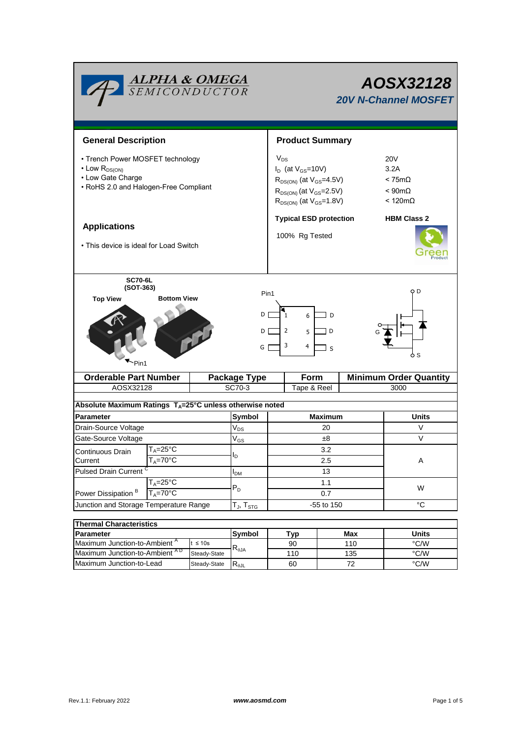# AOSX32128

## 20V N-Channel MOSFET

ALPHA & OMEGA SEMICONDUCTOR

## General Description

- Trench Power MOSFET technology
- Low $R_{DS(ON)}$
- Low Gate Charge
- RoHS 2.0 and Halogen-Free Compliant

## Applications

- This device is ideal for Load Switch

## Product Summary

| | |
|---|---|
| $V_{DS}$ | 20V |
| $I_D$ (at $V_{GS}$=10V) | 3.2A |
| $R_{DS(ON)}$ (at $V_{GS}$=4.5V) | < 75mΩ |
| $R_{DS(ON)}$ (at $V_{GS}$=2.5V) | < 90mΩ |
| $R_{DS(ON)}$ (at $V_{GS}$=1.8V) | < 120mΩ |

**Typical ESD protection** **HBM Class 2**

100% Rg Tested

**SC70-6L (SOT-363)**

**Top View** **Bottom View**

Pin1

| Pin | Pin |
|---|---|
| D 1 | 6 D |
| D 2 | 5 D |
| G 3 | 4 S |

| Orderable Part Number | Package Type | Form | Minimum Order Quantity |
|---|---|---|---|
| AOSX32128 | SC70-3 | Tape & Reel | 3000 |

**Absolute Maximum Ratings $T_A$=25°C unless otherwise noted**

| Parameter | | Symbol | Maximum | Units |
|---|---|---|---|---|
| Drain-Source Voltage | | $V_{DS}$ | 20 | V |
| Gate-Source Voltage | | $V_{GS}$ | ±8 | V |
| Continuous Drain Current | $T_A$=25°C | $I_D$ | 3.2 | A |
| | $T_A$=70°C | | 2.5 | |
| Pulsed Drain Current [C] | | $I_{DM}$ | 13 | |
| Power Dissipation [B] | $T_A$=25°C | $P_D$ | 1.1 | W |
| | $T_A$=70°C | | 0.7 | |
| Junction and Storage Temperature Range | | $T_J$, $T_{STG}$ | -55 to 150 | °C |

**Thermal Characteristics**

| Parameter | | Symbol | Typ | Max | Units |
|---|---|---|---|---|---|
| Maximum Junction-to-Ambient [A] | t ≤ 10s | $R_{\theta JA}$ | 90 | 110 | °C/W |
| Maximum Junction-to-Ambient [A D] | Steady-State | | 110 | 135 | °C/W |
| Maximum Junction-to-Lead | Steady-State | $R_{\theta JL}$ | 60 | 72 | °C/W |

Rev.1.1: February 2022 www.aosmd.com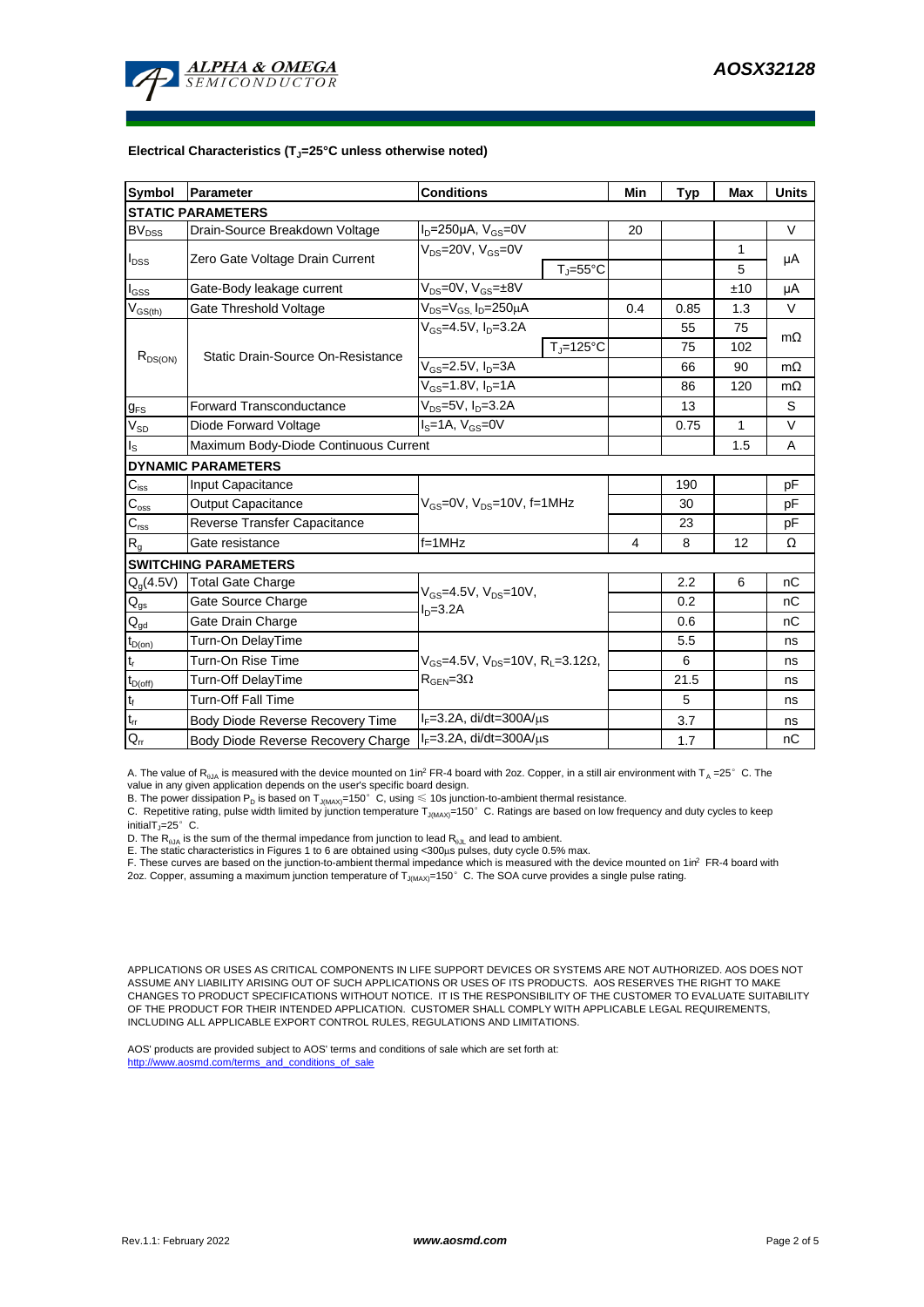**Electrical Characteristics ($T_J$=25°C unless otherwise noted)**

| Symbol | Parameter | Conditions | | Min | Typ | Max | Units |
|---|---|---|---|---|---|---|---|
| **STATIC PARAMETERS** | | | | | | | |
| $BV_{DSS}$ | Drain-Source Breakdown Voltage | $I_D$=250µA, $V_{GS}$=0V | | 20 | | | V |
| $I_{DSS}$ | Zero Gate Voltage Drain Current | $V_{DS}$=20V, $V_{GS}$=0V | | | | 1 | µA |
| | | | $T_J$=55°C | | | 5 | |
| $I_{GSS}$ | Gate-Body leakage current | $V_{DS}$=0V, $V_{GS}$=±8V | | | | ±10 | µA |
| $V_{GS(th)}$ | Gate Threshold Voltage | $V_{DS}$=$V_{GS,}$ $I_D$=250µA | | 0.4 | 0.85 | 1.3 | V |
| $R_{DS(ON)}$ | Static Drain-Source On-Resistance | $V_{GS}$=4.5V, $I_D$=3.2A | | | 55 | 75 | mΩ |
| | | | $T_J$=125°C | | 75 | 102 | |
| | | $V_{GS}$=2.5V, $I_D$=3A | | | 66 | 90 | mΩ |
| | | $V_{GS}$=1.8V, $I_D$=1A | | | 86 | 120 | mΩ |
| $g_{FS}$ | Forward Transconductance | $V_{DS}$=5V, $I_D$=3.2A | | | 13 | | S |
| $V_{SD}$ | Diode Forward Voltage | $I_S$=1A, $V_{GS}$=0V | | | 0.75 | 1 | V |
| $I_S$ | Maximum Body-Diode Continuous Current | | | | | 1.5 | A |
| **DYNAMIC PARAMETERS** | | | | | | | |
| $C_{iss}$ | Input Capacitance | $V_{GS}$=0V, $V_{DS}$=10V, f=1MHz | | | 190 | | pF |
| $C_{oss}$ | Output Capacitance | | | | 30 | | pF |
| $C_{rss}$ | Reverse Transfer Capacitance | | | | 23 | | pF |
| $R_g$ | Gate resistance | f=1MHz | | 4 | 8 | 12 | Ω |
| **SWITCHING PARAMETERS** | | | | | | | |
| $Q_g$(4.5V) | Total Gate Charge | $V_{GS}$=4.5V, $V_{DS}$=10V, $I_D$=3.2A | | | 2.2 | 6 | nC |
| $Q_{gs}$ | Gate Source Charge | | | | 0.2 | | nC |
| $Q_{gd}$ | Gate Drain Charge | | | | 0.6 | | nC |
| $t_{D(on)}$ | Turn-On DelayTime | $V_{GS}$=4.5V, $V_{DS}$=10V, $R_L$=3.12Ω, $R_{GEN}$=3Ω | | | 5.5 | | ns |
| $t_r$ | Turn-On Rise Time | | | | 6 | | ns |
| $t_{D(off)}$ | Turn-Off DelayTime | | | | 21.5 | | ns |
| $t_f$ | Turn-Off Fall Time | | | | 5 | | ns |
| $t_{rr}$ | Body Diode Reverse Recovery Time | $I_F$=3.2A, di/dt=300A/µs | | | 3.7 | | ns |
| $Q_{rr}$ | Body Diode Reverse Recovery Charge | $I_F$=3.2A, di/dt=300A/µs | | | 1.7 | | nC |

A. The value of $R_{\theta JA}$ is measured with the device mounted on 1in² FR-4 board with 2oz. Copper, in a still air environment with $T_A$ =25° C. The value in any given application depends on the user's specific board design.
B. The power dissipation $P_D$ is based on $T_{J(MAX)}$=150° C, using ≤ 10s junction-to-ambient thermal resistance.
C. Repetitive rating, pulse width limited by junction temperature $T_{J(MAX)}$=150° C. Ratings are based on low frequency and duty cycles to keep initial$T_J$=25° C.
D. The $R_{\theta JA}$ is the sum of the thermal impedance from junction to lead $R_{\theta JL}$ and lead to ambient.
E. The static characteristics in Figures 1 to 6 are obtained using <300µs pulses, duty cycle 0.5% max.
F. These curves are based on the junction-to-ambient thermal impedance which is measured with the device mounted on 1in² FR-4 board with 2oz. Copper, assuming a maximum junction temperature of $T_{J(MAX)}$=150° C. The SOA curve provides a single pulse rating.

APPLICATIONS OR USES AS CRITICAL COMPONENTS IN LIFE SUPPORT DEVICES OR SYSTEMS ARE NOT AUTHORIZED. AOS DOES NOT ASSUME ANY LIABILITY ARISING OUT OF SUCH APPLICATIONS OR USES OF ITS PRODUCTS. AOS RESERVES THE RIGHT TO MAKE CHANGES TO PRODUCT SPECIFICATIONS WITHOUT NOTICE. IT IS THE RESPONSIBILITY OF THE CUSTOMER TO EVALUATE SUITABILITY OF THE PRODUCT FOR THEIR INTENDED APPLICATION. CUSTOMER SHALL COMPLY WITH APPLICABLE LEGAL REQUIREMENTS, INCLUDING ALL APPLICABLE EXPORT CONTROL RULES, REGULATIONS AND LIMITATIONS.

AOS' products are provided subject to AOS' terms and conditions of sale which are set forth at:
http://www.aosmd.com/terms_and_conditions_of_sale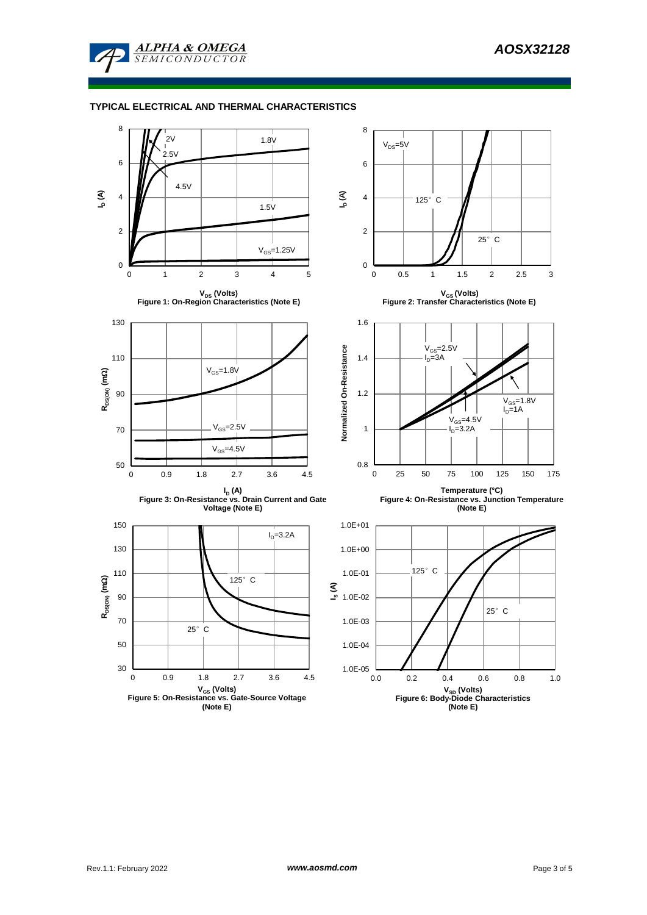## TYPICAL ELECTRICAL AND THERMAL CHARACTERISTICS

Figure 1: On-Region Characteristics (Note E)

Figure 2: Transfer Characteristics (Note E)

Figure 3: On-Resistance vs. Drain Current and Gate Voltage (Note E)

Figure 4: On-Resistance vs. Junction Temperature (Note E)

Figure 5: On-Resistance vs. Gate-Source Voltage (Note E)

Figure 6: Body-Diode Characteristics (Note E)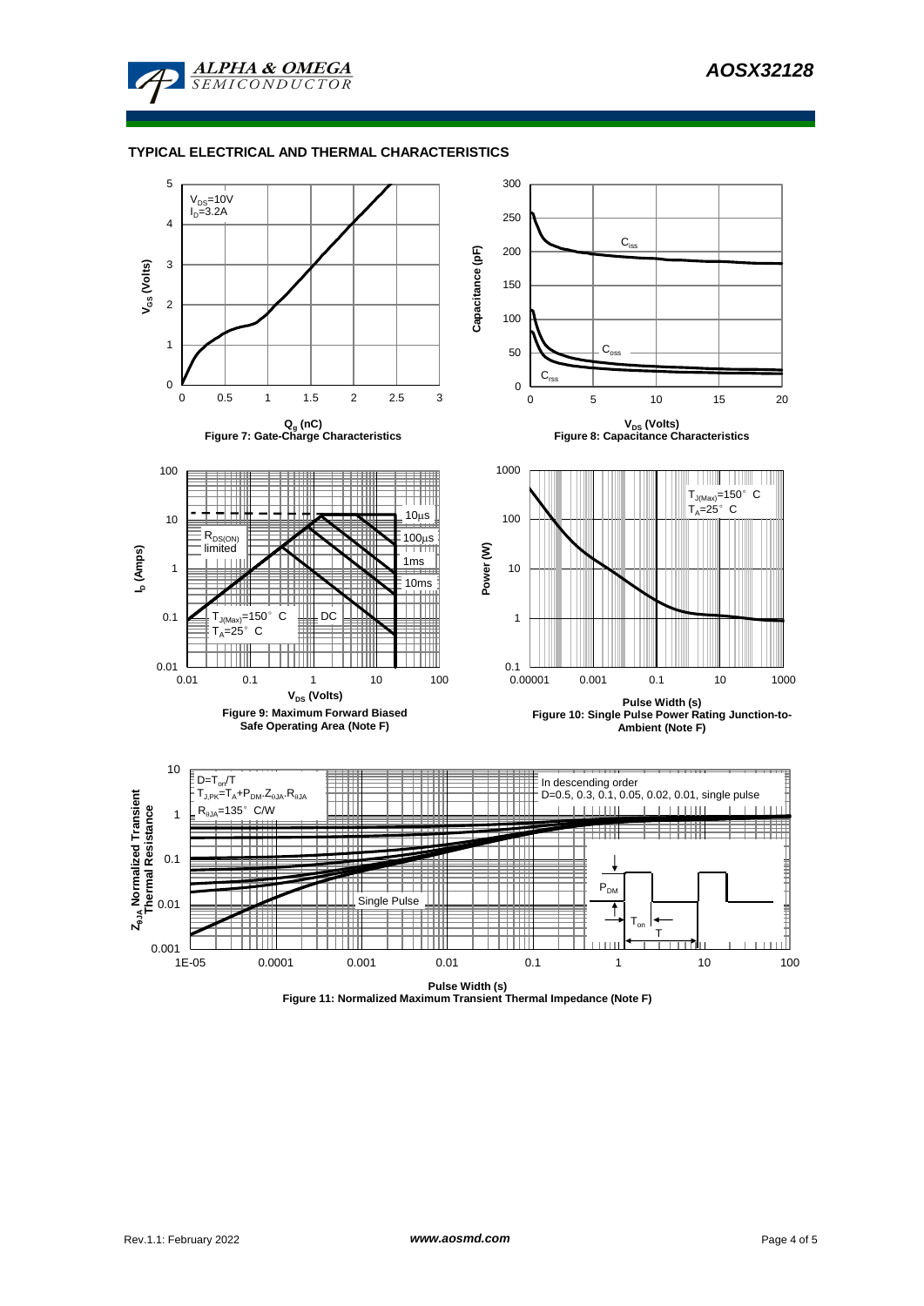## TYPICAL ELECTRICAL AND THERMAL CHARACTERISTICS

$V_{DS}$=10V
$I_D$=3.2A

**Figure 7: Gate-Charge Characteristics** ($V_{GS}$ (Volts) vs. $Q_g$ (nC))

$C_{iss}$, $C_{oss}$, $C_{rss}$

**Figure 8: Capacitance Characteristics** (Capacitance (pF) vs. $V_{DS}$ (Volts))

$R_{DS(ON)}$ limited; 10µs; 100µs; 1ms; 10ms; DC

$T_{J(Max)}$=150° C
$T_A$=25° C

**Figure 9: Maximum Forward Biased Safe Operating Area (Note F)** ($I_D$ (Amps) vs. $V_{DS}$ (Volts))

$T_{J(Max)}$=150° C
$T_A$=25° C

**Figure 10: Single Pulse Power Rating Junction-to-Ambient (Note F)** (Power (W) vs. Pulse Width (s))

$D=T_{on}/T$
$T_{J,PK}=T_A+P_{DM}.Z_{\theta JA}.R_{\theta JA}$
$R_{\theta JA}$=135° C/W

In descending order
D=0.5, 0.3, 0.1, 0.05, 0.02, 0.01, single pulse

Single Pulse

$P_{DM}$, $T_{on}$, T

**Figure 11: Normalized Maximum Transient Thermal Impedance (Note F)** ($Z_{\theta JA}$ Normalized Transient Thermal Resistance vs. Pulse Width (s))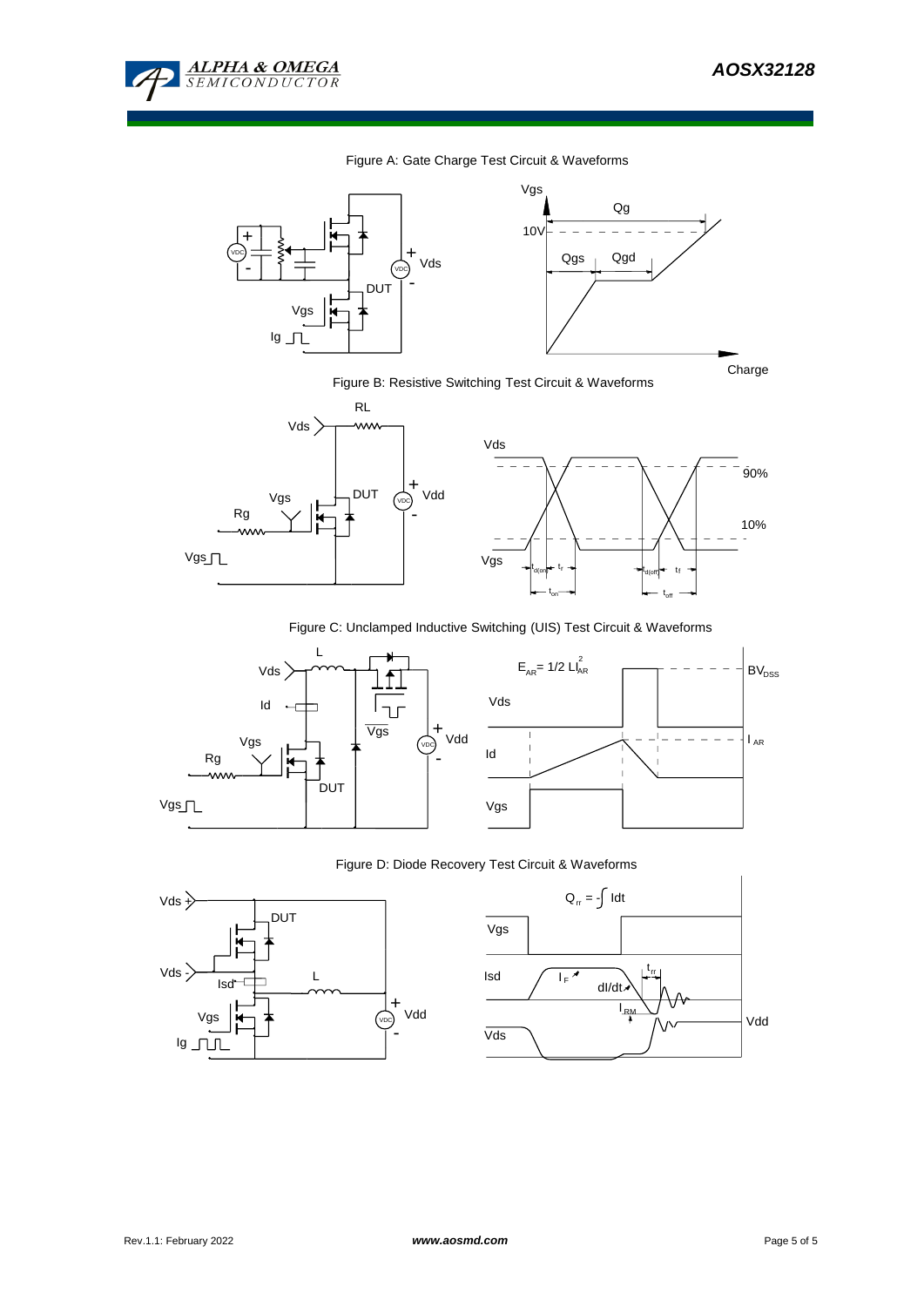Figure A: Gate Charge Test Circuit & Waveforms

VDC
+
-
DUT
Vgs
Ig
VDC
+
Vds
-

Vgs
Qg
10V
Qgs
Qgd
Charge

Figure B: Resistive Switching Test Circuit & Waveforms

RL
Vds
Vgs
DUT
Rg
Vgs
VDC
+
Vdd
-

Vds
90%
10%
Vgs
$t_{d(on)}$ $t_r$
$t_{on}$
$t_{d(off)}$ $t_f$
$t_{off}$

Figure C: Unclamped Inductive Switching (UIS) Test Circuit & Waveforms

L
Vds
Id
Vgs
Rg
Vgs
DUT
Vgs
VDC
+
Vdd
-

$E_{AR} = 1/2\ LI_{AR}^2$
$BV_{DSS}$
Vds
Id
$I_{AR}$
Vgs

Figure D: Diode Recovery Test Circuit & Waveforms

Vds +
DUT
Vds -
Isd
L
Vgs
Ig
VDC
+
Vdd
-

$Q_{rr} = -\int Idt$
Vgs
Isd
$I_F$
dI/dt
$t_{rr}$
$I_{RM}$
Vdd
Vds